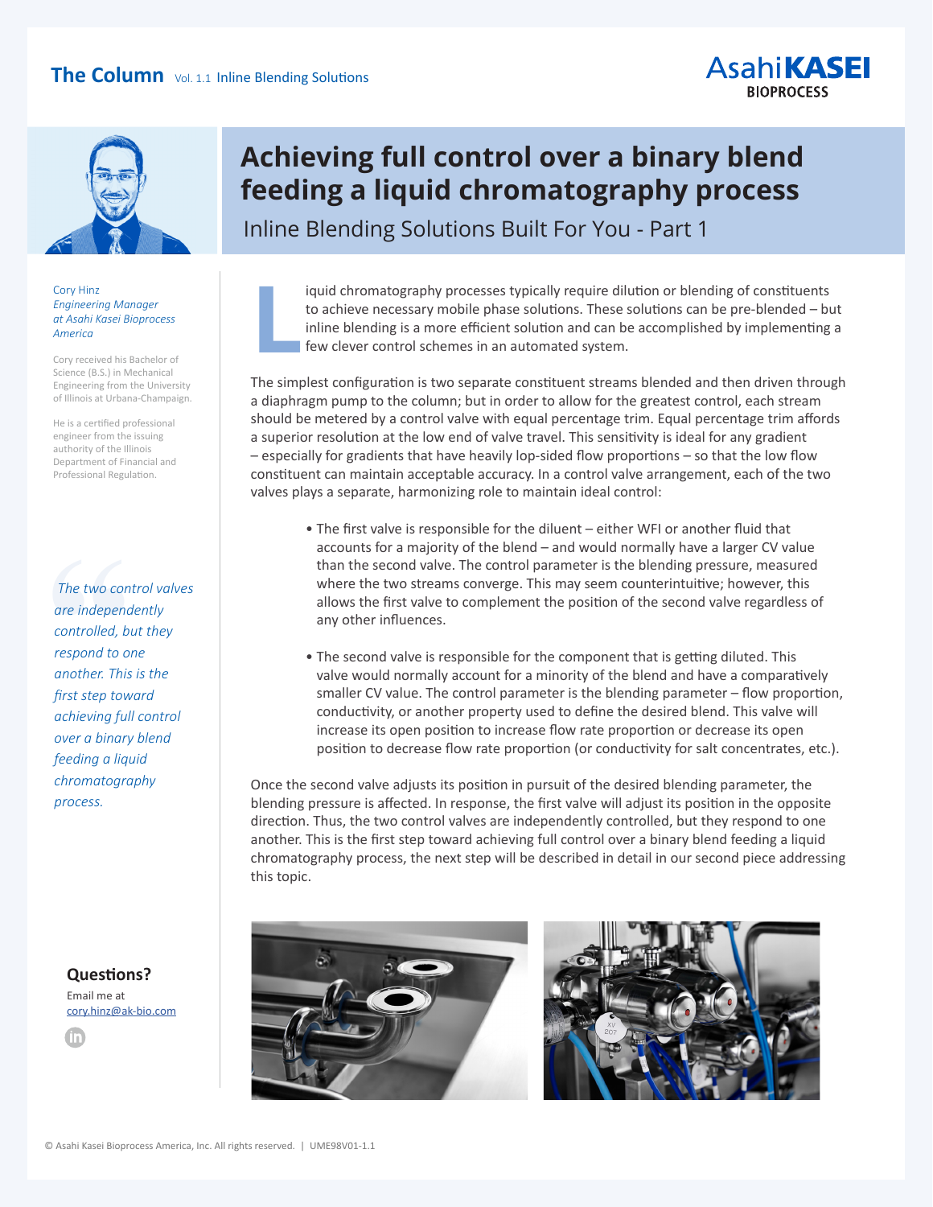**The Column** Vol. 1.1 Inline Blending Solutions

Asahi**KASEI**
**BIOPROCESS**

# Achieving full control over a binary blend feeding a liquid chromatography process

## Inline Blending Solutions Built For You - Part 1

Cory Hinz
*Engineering Manager at Asahi Kasei Bioprocess America*

Cory received his Bachelor of Science (B.S.) in Mechanical Engineering from the University of Illinois at Urbana-Champaign.

He is a certified professional engineer from the issuing authority of the Illinois Department of Financial and Professional Regulation.

> *The two control valves are independently controlled, but they respond to one another. This is the first step toward achieving full control over a binary blend feeding a liquid chromatography process.*

Liquid chromatography processes typically require dilution or blending of constituents to achieve necessary mobile phase solutions. These solutions can be pre-blended – but inline blending is a more efficient solution and can be accomplished by implementing a few clever control schemes in an automated system.

The simplest configuration is two separate constituent streams blended and then driven through a diaphragm pump to the column; but in order to allow for the greatest control, each stream should be metered by a control valve with equal percentage trim. Equal percentage trim affords a superior resolution at the low end of valve travel. This sensitivity is ideal for any gradient – especially for gradients that have heavily lop-sided flow proportions – so that the low flow constituent can maintain acceptable accuracy. In a control valve arrangement, each of the two valves plays a separate, harmonizing role to maintain ideal control:

- The first valve is responsible for the diluent – either WFI or another fluid that accounts for a majority of the blend – and would normally have a larger CV value than the second valve. The control parameter is the blending pressure, measured where the two streams converge. This may seem counterintuitive; however, this allows the first valve to complement the position of the second valve regardless of any other influences.

- The second valve is responsible for the component that is getting diluted. This valve would normally account for a minority of the blend and have a comparatively smaller CV value. The control parameter is the blending parameter – flow proportion, conductivity, or another property used to define the desired blend. This valve will increase its open position to increase flow rate proportion or decrease its open position to decrease flow rate proportion (or conductivity for salt concentrates, etc.).

Once the second valve adjusts its position in pursuit of the desired blending parameter, the blending pressure is affected. In response, the first valve will adjust its position in the opposite direction. Thus, the two control valves are independently controlled, but they respond to one another. This is the first step toward achieving full control over a binary blend feeding a liquid chromatography process, the next step will be described in detail in our second piece addressing this topic.

**Questions?**

Email me at
cory.hinz@ak-bio.com

© Asahi Kasei Bioprocess America, Inc. All rights reserved. | UME98V01-1.1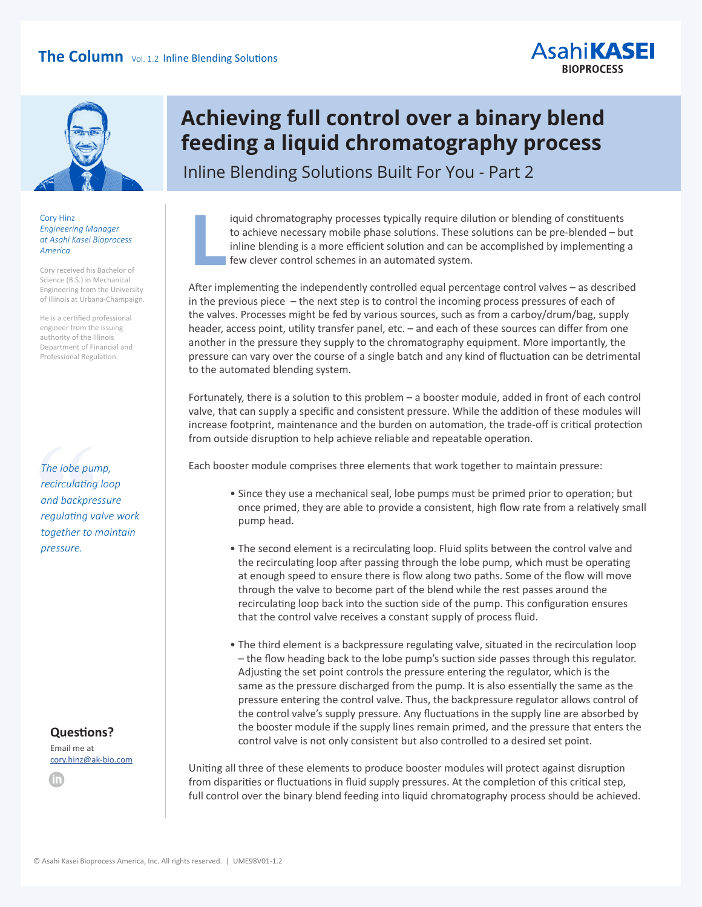The Column Vol. 1.2 Inline Blending Solutions

# Achieving full control over a binary blend feeding a liquid chromatography process

## Inline Blending Solutions Built For You - Part 2

Cory Hinz
*Engineering Manager at Asahi Kasei Bioprocess America*

Cory received his Bachelor of Science (B.S.) in Mechanical Engineering from the University of Illinois at Urbana-Champaign.

He is a certified professional engineer from the issuing authority of the Illinois Department of Financial and Professional Regulation.

Liquid chromatography processes typically require dilution or blending of constituents to achieve necessary mobile phase solutions. These solutions can be pre-blended – but inline blending is a more efficient solution and can be accomplished by implementing a few clever control schemes in an automated system.

After implementing the independently controlled equal percentage control valves – as described in the previous piece – the next step is to control the incoming process pressures of each of the valves. Processes might be fed by various sources, such as from a carboy/drum/bag, supply header, access point, utility transfer panel, etc. – and each of these sources can differ from one another in the pressure they supply to the chromatography equipment. More importantly, the pressure can vary over the course of a single batch and any kind of fluctuation can be detrimental to the automated blending system.

Fortunately, there is a solution to this problem – a booster module, added in front of each control valve, that can supply a specific and consistent pressure. While the addition of these modules will increase footprint, maintenance and the burden on automation, the trade-off is critical protection from outside disruption to help achieve reliable and repeatable operation.

> *The lobe pump, recirculating loop and backpressure regulating valve work together to maintain pressure.*

Each booster module comprises three elements that work together to maintain pressure:

- Since they use a mechanical seal, lobe pumps must be primed prior to operation; but once primed, they are able to provide a consistent, high flow rate from a relatively small pump head.
- The second element is a recirculating loop. Fluid splits between the control valve and the recirculating loop after passing through the lobe pump, which must be operating at enough speed to ensure there is flow along two paths. Some of the flow will move through the valve to become part of the blend while the rest passes around the recirculating loop back into the suction side of the pump. This configuration ensures that the control valve receives a constant supply of process fluid.
- The third element is a backpressure regulating valve, situated in the recirculation loop – the flow heading back to the lobe pump's suction side passes through this regulator. Adjusting the set point controls the pressure entering the regulator, which is the same as the pressure discharged from the pump. It is also essentially the same as the pressure entering the control valve. Thus, the backpressure regulator allows control of the control valve's supply pressure. Any fluctuations in the supply line are absorbed by the booster module if the supply lines remain primed, and the pressure that enters the control valve is not only consistent but also controlled to a desired set point.

Uniting all three of these elements to produce booster modules will protect against disruption from disparities or fluctuations in fluid supply pressures. At the completion of this critical step, full control over the binary blend feeding into liquid chromatography process should be achieved.

**Questions?**

Email me at cory.hinz@ak-bio.com

© Asahi Kasei Bioprocess America, Inc. All rights reserved. | UME98V01-1.2